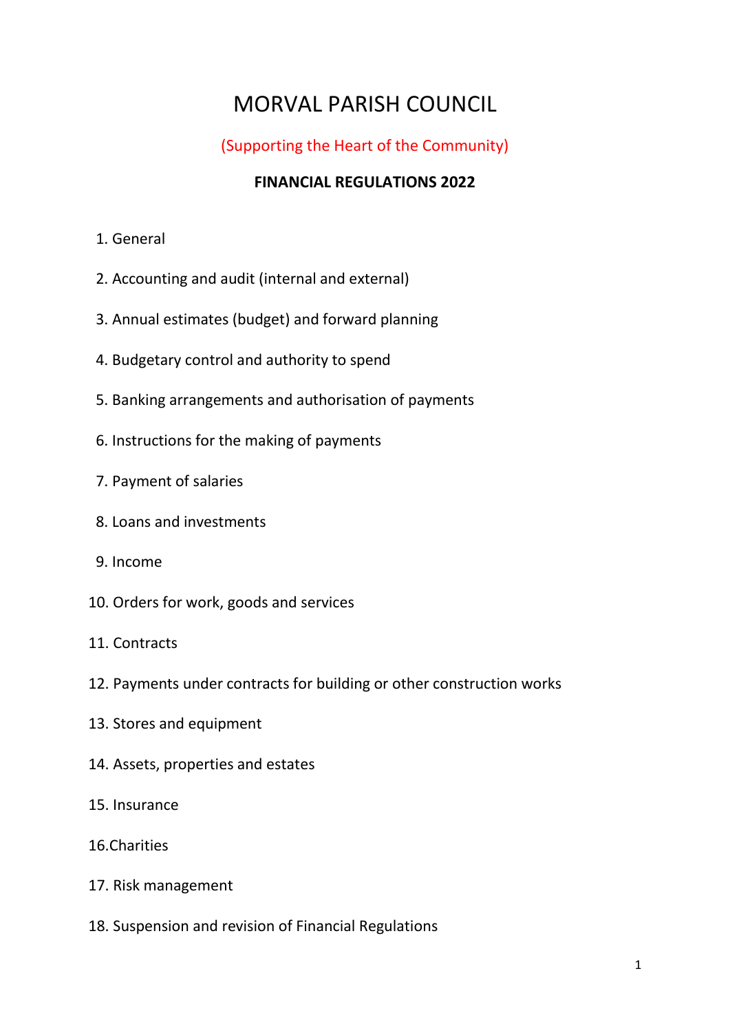# MORVAL PARISH COUNCIL

(Supporting the Heart of the Community)

**FINANCIAL REGULATIONS 2022**

1. General
2. Accounting and audit (internal and external)
3. Annual estimates (budget) and forward planning
4. Budgetary control and authority to spend
5. Banking arrangements and authorisation of payments
6. Instructions for the making of payments
7. Payment of salaries
8. Loans and investments
9. Income
10. Orders for work, goods and services
11. Contracts
12. Payments under contracts for building or other construction works
13. Stores and equipment
14. Assets, properties and estates
15. Insurance
16. Charities
17. Risk management
18. Suspension and revision of Financial Regulations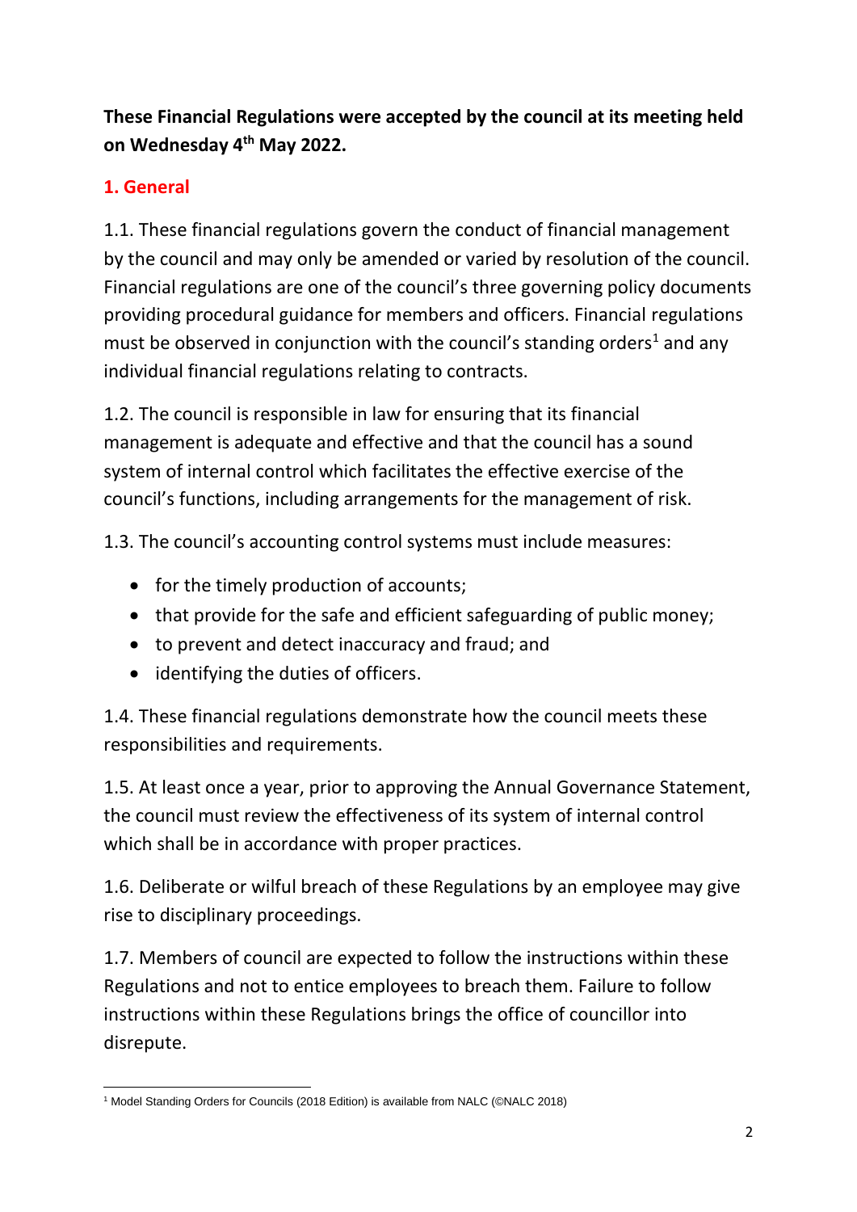**These Financial Regulations were accepted by the council at its meeting held on Wednesday 4th May 2022.**

## 1. General

1.1. These financial regulations govern the conduct of financial management by the council and may only be amended or varied by resolution of the council. Financial regulations are one of the council's three governing policy documents providing procedural guidance for members and officers. Financial regulations must be observed in conjunction with the council's standing orders[1] and any individual financial regulations relating to contracts.

1.2. The council is responsible in law for ensuring that its financial management is adequate and effective and that the council has a sound system of internal control which facilitates the effective exercise of the council's functions, including arrangements for the management of risk.

1.3. The council's accounting control systems must include measures:

- for the timely production of accounts;
- that provide for the safe and efficient safeguarding of public money;
- to prevent and detect inaccuracy and fraud; and
- identifying the duties of officers.

1.4. These financial regulations demonstrate how the council meets these responsibilities and requirements.

1.5. At least once a year, prior to approving the Annual Governance Statement, the council must review the effectiveness of its system of internal control which shall be in accordance with proper practices.

1.6. Deliberate or wilful breach of these Regulations by an employee may give rise to disciplinary proceedings.

1.7. Members of council are expected to follow the instructions within these Regulations and not to entice employees to breach them. Failure to follow instructions within these Regulations brings the office of councillor into disrepute.

[1] Model Standing Orders for Councils (2018 Edition) is available from NALC (©NALC 2018)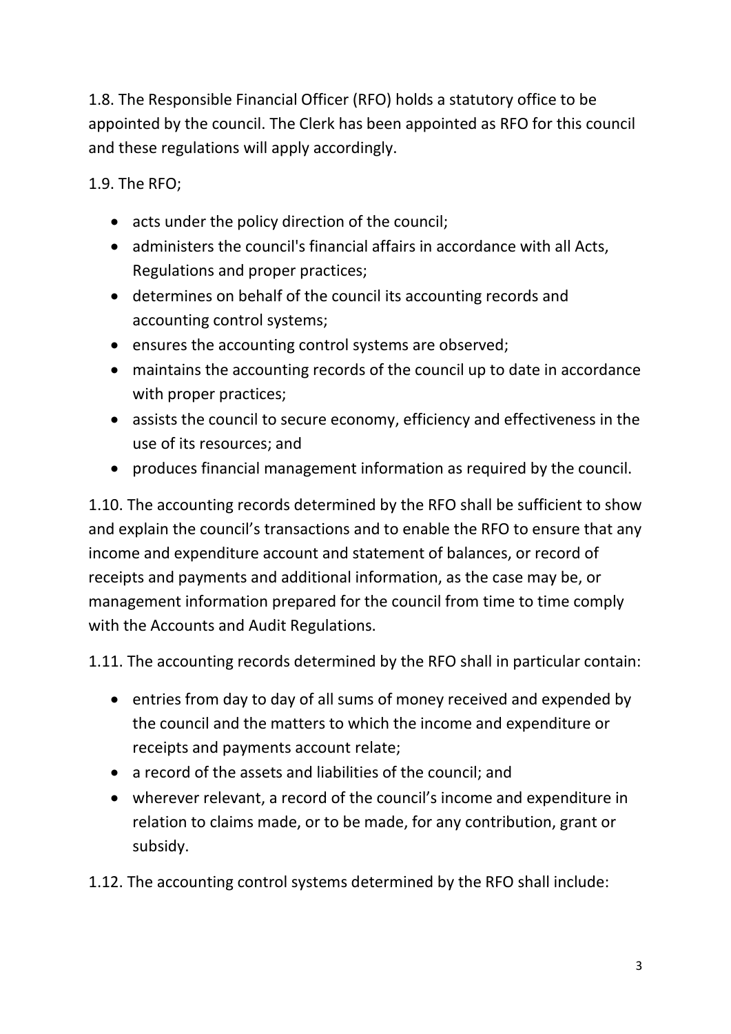1.8. The Responsible Financial Officer (RFO) holds a statutory office to be appointed by the council. The Clerk has been appointed as RFO for this council and these regulations will apply accordingly.

1.9. The RFO;

- acts under the policy direction of the council;
- administers the council's financial affairs in accordance with all Acts, Regulations and proper practices;
- determines on behalf of the council its accounting records and accounting control systems;
- ensures the accounting control systems are observed;
- maintains the accounting records of the council up to date in accordance with proper practices;
- assists the council to secure economy, efficiency and effectiveness in the use of its resources; and
- produces financial management information as required by the council.

1.10. The accounting records determined by the RFO shall be sufficient to show and explain the council's transactions and to enable the RFO to ensure that any income and expenditure account and statement of balances, or record of receipts and payments and additional information, as the case may be, or management information prepared for the council from time to time comply with the Accounts and Audit Regulations.

1.11. The accounting records determined by the RFO shall in particular contain:

- entries from day to day of all sums of money received and expended by the council and the matters to which the income and expenditure or receipts and payments account relate;
- a record of the assets and liabilities of the council; and
- wherever relevant, a record of the council's income and expenditure in relation to claims made, or to be made, for any contribution, grant or subsidy.

1.12. The accounting control systems determined by the RFO shall include: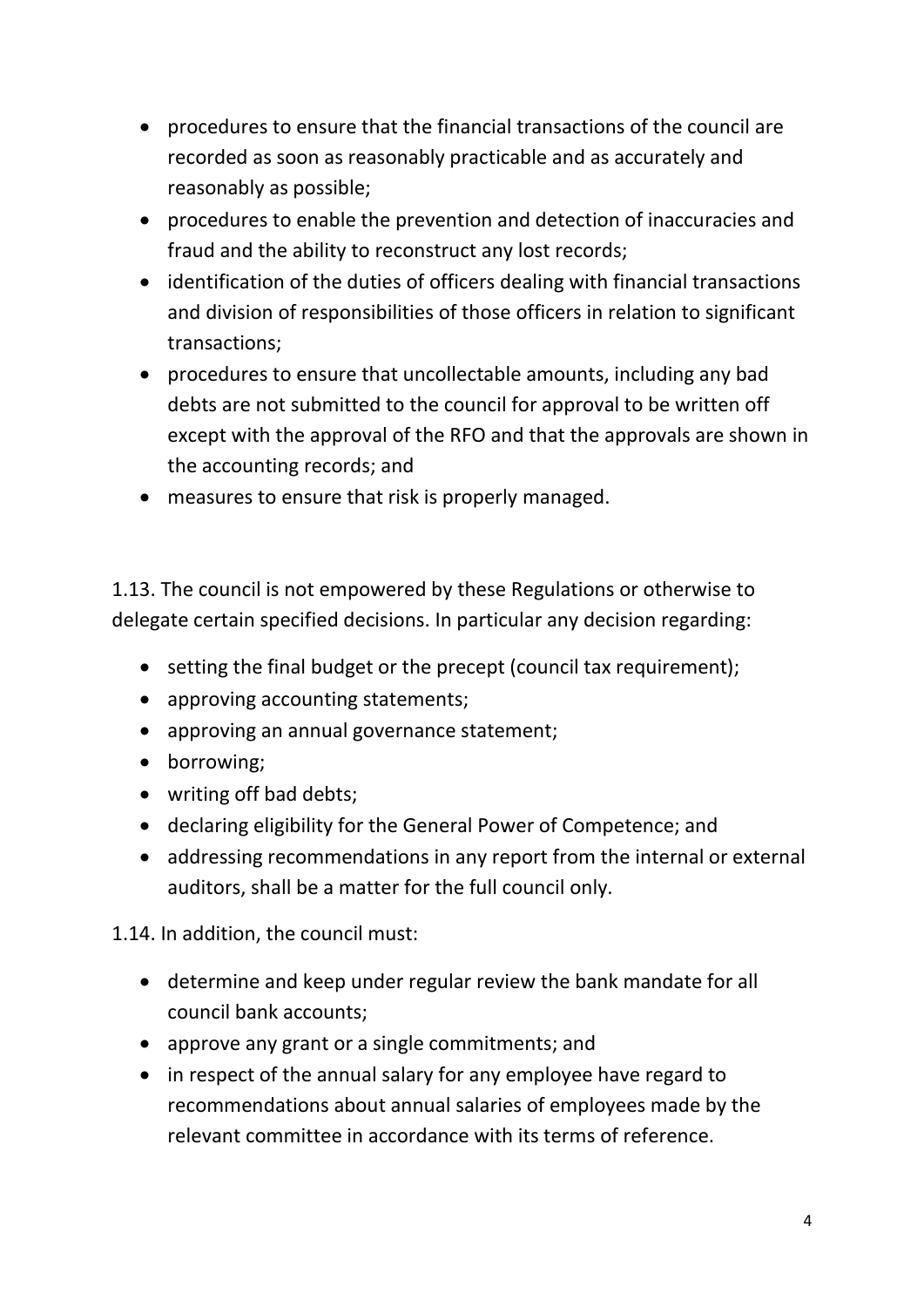- procedures to ensure that the financial transactions of the council are recorded as soon as reasonably practicable and as accurately and reasonably as possible;
- procedures to enable the prevention and detection of inaccuracies and fraud and the ability to reconstruct any lost records;
- identification of the duties of officers dealing with financial transactions and division of responsibilities of those officers in relation to significant transactions;
- procedures to ensure that uncollectable amounts, including any bad debts are not submitted to the council for approval to be written off except with the approval of the RFO and that the approvals are shown in the accounting records; and
- measures to ensure that risk is properly managed.

1.13. The council is not empowered by these Regulations or otherwise to delegate certain specified decisions. In particular any decision regarding:

- setting the final budget or the precept (council tax requirement);
- approving accounting statements;
- approving an annual governance statement;
- borrowing;
- writing off bad debts;
- declaring eligibility for the General Power of Competence; and
- addressing recommendations in any report from the internal or external auditors, shall be a matter for the full council only.

1.14. In addition, the council must:

- determine and keep under regular review the bank mandate for all council bank accounts;
- approve any grant or a single commitments; and
- in respect of the annual salary for any employee have regard to recommendations about annual salaries of employees made by the relevant committee in accordance with its terms of reference.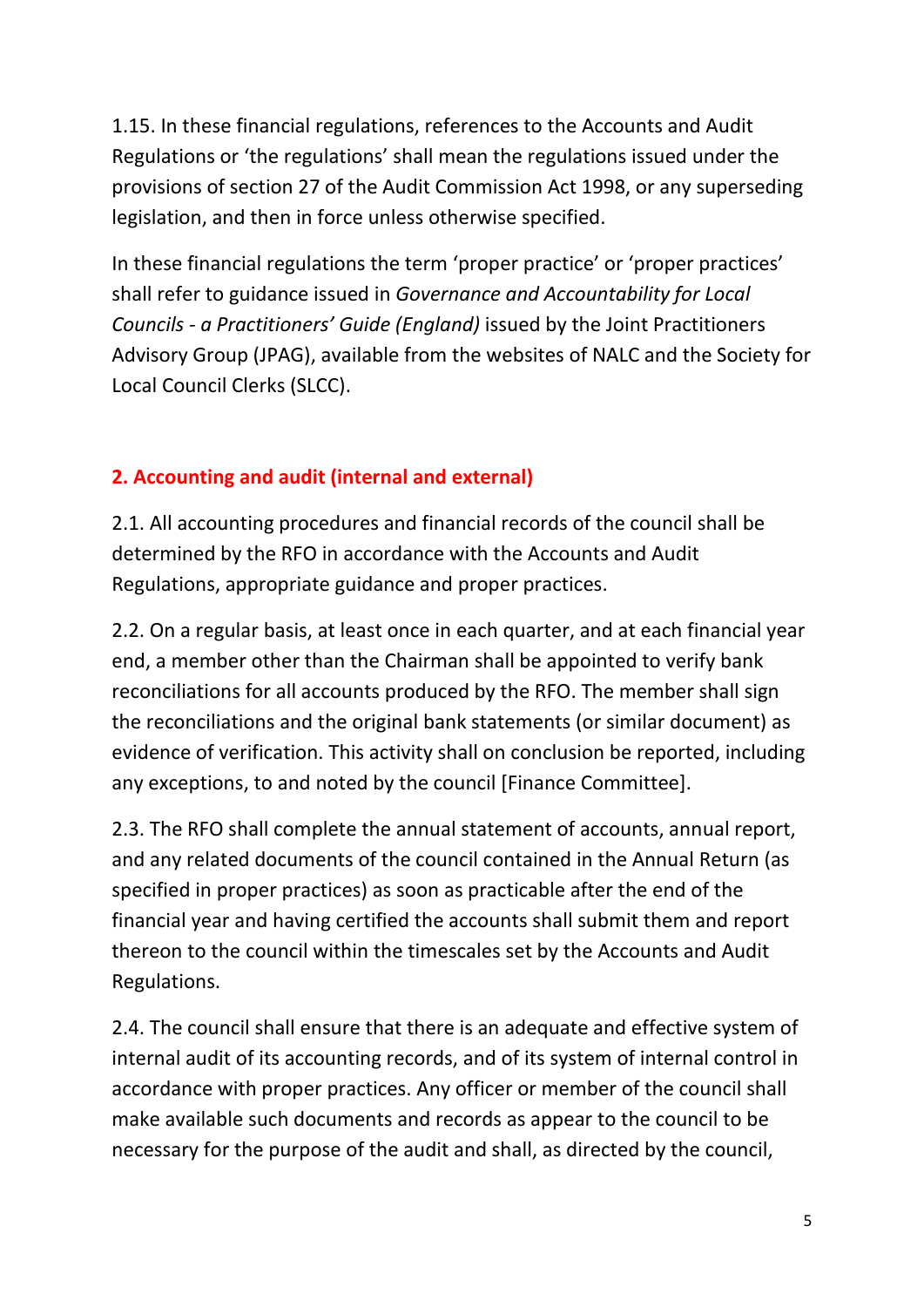1.15. In these financial regulations, references to the Accounts and Audit Regulations or 'the regulations' shall mean the regulations issued under the provisions of section 27 of the Audit Commission Act 1998, or any superseding legislation, and then in force unless otherwise specified.

In these financial regulations the term 'proper practice' or 'proper practices' shall refer to guidance issued in *Governance and Accountability for Local Councils - a Practitioners' Guide (England)* issued by the Joint Practitioners Advisory Group (JPAG), available from the websites of NALC and the Society for Local Council Clerks (SLCC).

## 2. Accounting and audit (internal and external)

2.1. All accounting procedures and financial records of the council shall be determined by the RFO in accordance with the Accounts and Audit Regulations, appropriate guidance and proper practices.

2.2. On a regular basis, at least once in each quarter, and at each financial year end, a member other than the Chairman shall be appointed to verify bank reconciliations for all accounts produced by the RFO. The member shall sign the reconciliations and the original bank statements (or similar document) as evidence of verification. This activity shall on conclusion be reported, including any exceptions, to and noted by the council [Finance Committee].

2.3. The RFO shall complete the annual statement of accounts, annual report, and any related documents of the council contained in the Annual Return (as specified in proper practices) as soon as practicable after the end of the financial year and having certified the accounts shall submit them and report thereon to the council within the timescales set by the Accounts and Audit Regulations.

2.4. The council shall ensure that there is an adequate and effective system of internal audit of its accounting records, and of its system of internal control in accordance with proper practices. Any officer or member of the council shall make available such documents and records as appear to the council to be necessary for the purpose of the audit and shall, as directed by the council,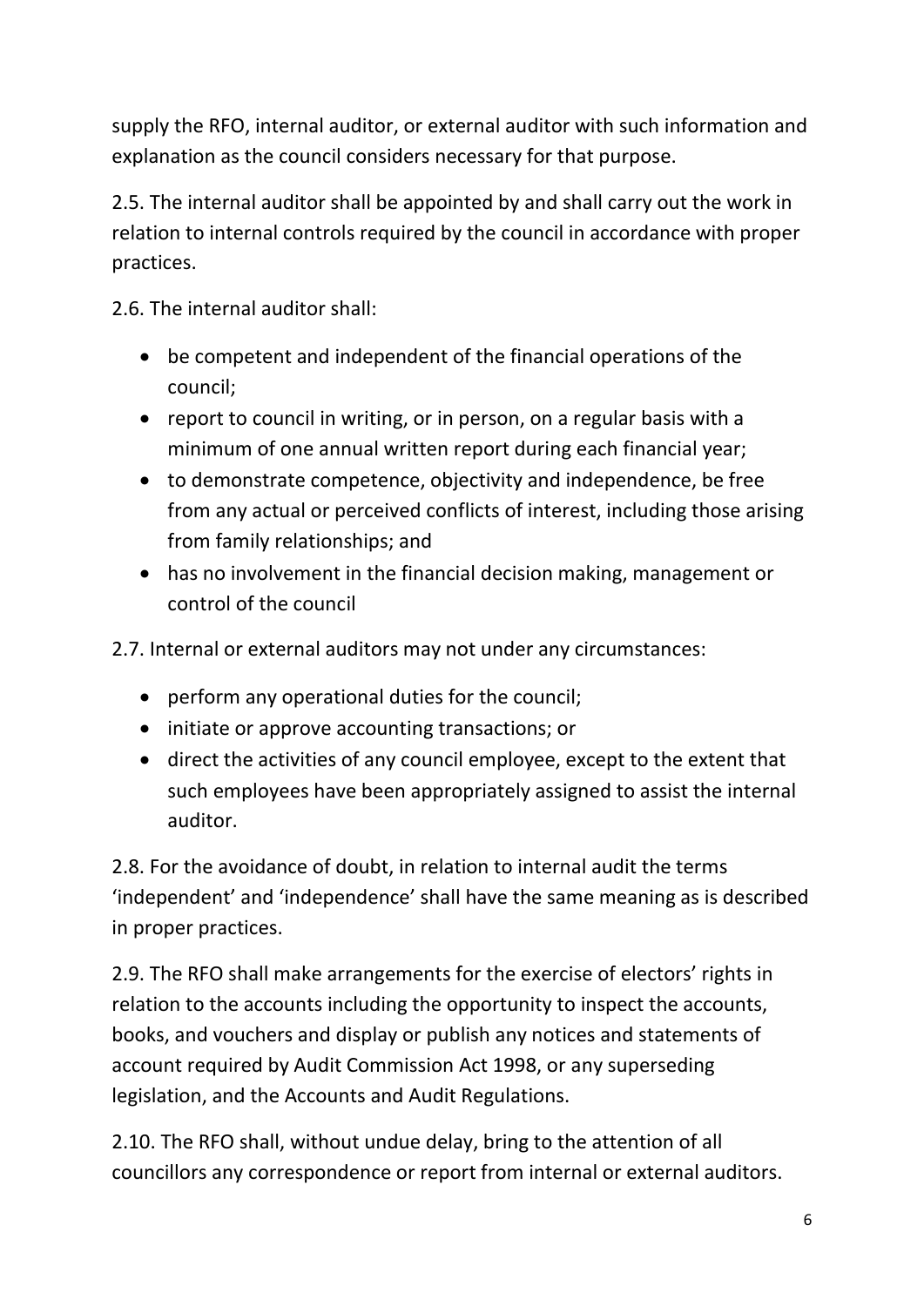supply the RFO, internal auditor, or external auditor with such information and explanation as the council considers necessary for that purpose.

2.5. The internal auditor shall be appointed by and shall carry out the work in relation to internal controls required by the council in accordance with proper practices.

2.6. The internal auditor shall:

- be competent and independent of the financial operations of the council;
- report to council in writing, or in person, on a regular basis with a minimum of one annual written report during each financial year;
- to demonstrate competence, objectivity and independence, be free from any actual or perceived conflicts of interest, including those arising from family relationships; and
- has no involvement in the financial decision making, management or control of the council

2.7. Internal or external auditors may not under any circumstances:

- perform any operational duties for the council;
- initiate or approve accounting transactions; or
- direct the activities of any council employee, except to the extent that such employees have been appropriately assigned to assist the internal auditor.

2.8. For the avoidance of doubt, in relation to internal audit the terms 'independent' and 'independence' shall have the same meaning as is described in proper practices.

2.9. The RFO shall make arrangements for the exercise of electors' rights in relation to the accounts including the opportunity to inspect the accounts, books, and vouchers and display or publish any notices and statements of account required by Audit Commission Act 1998, or any superseding legislation, and the Accounts and Audit Regulations.

2.10. The RFO shall, without undue delay, bring to the attention of all councillors any correspondence or report from internal or external auditors.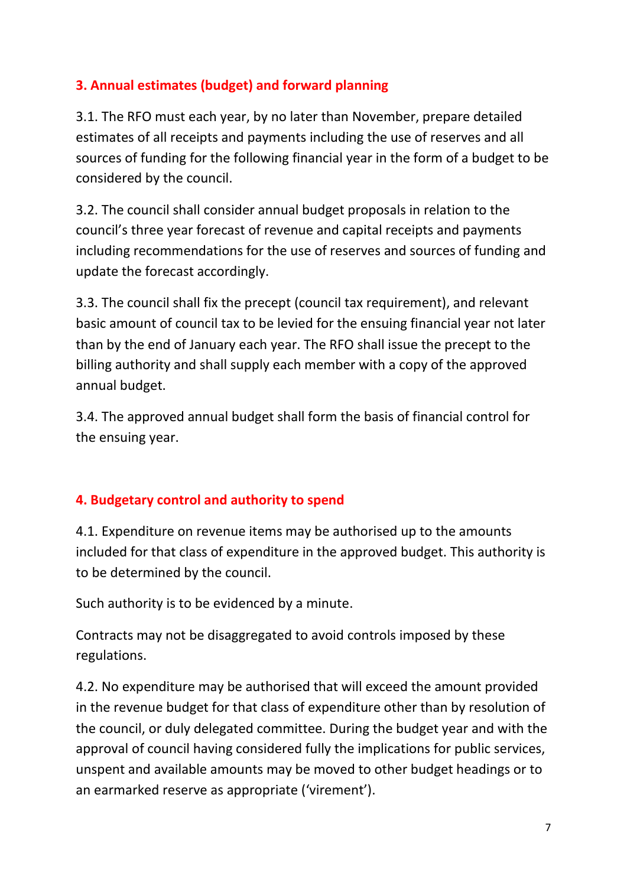## 3. Annual estimates (budget) and forward planning

3.1. The RFO must each year, by no later than November, prepare detailed estimates of all receipts and payments including the use of reserves and all sources of funding for the following financial year in the form of a budget to be considered by the council.

3.2. The council shall consider annual budget proposals in relation to the council's three year forecast of revenue and capital receipts and payments including recommendations for the use of reserves and sources of funding and update the forecast accordingly.

3.3. The council shall fix the precept (council tax requirement), and relevant basic amount of council tax to be levied for the ensuing financial year not later than by the end of January each year. The RFO shall issue the precept to the billing authority and shall supply each member with a copy of the approved annual budget.

3.4. The approved annual budget shall form the basis of financial control for the ensuing year.

## 4. Budgetary control and authority to spend

4.1. Expenditure on revenue items may be authorised up to the amounts included for that class of expenditure in the approved budget. This authority is to be determined by the council.

Such authority is to be evidenced by a minute.

Contracts may not be disaggregated to avoid controls imposed by these regulations.

4.2. No expenditure may be authorised that will exceed the amount provided in the revenue budget for that class of expenditure other than by resolution of the council, or duly delegated committee. During the budget year and with the approval of council having considered fully the implications for public services, unspent and available amounts may be moved to other budget headings or to an earmarked reserve as appropriate ('virement').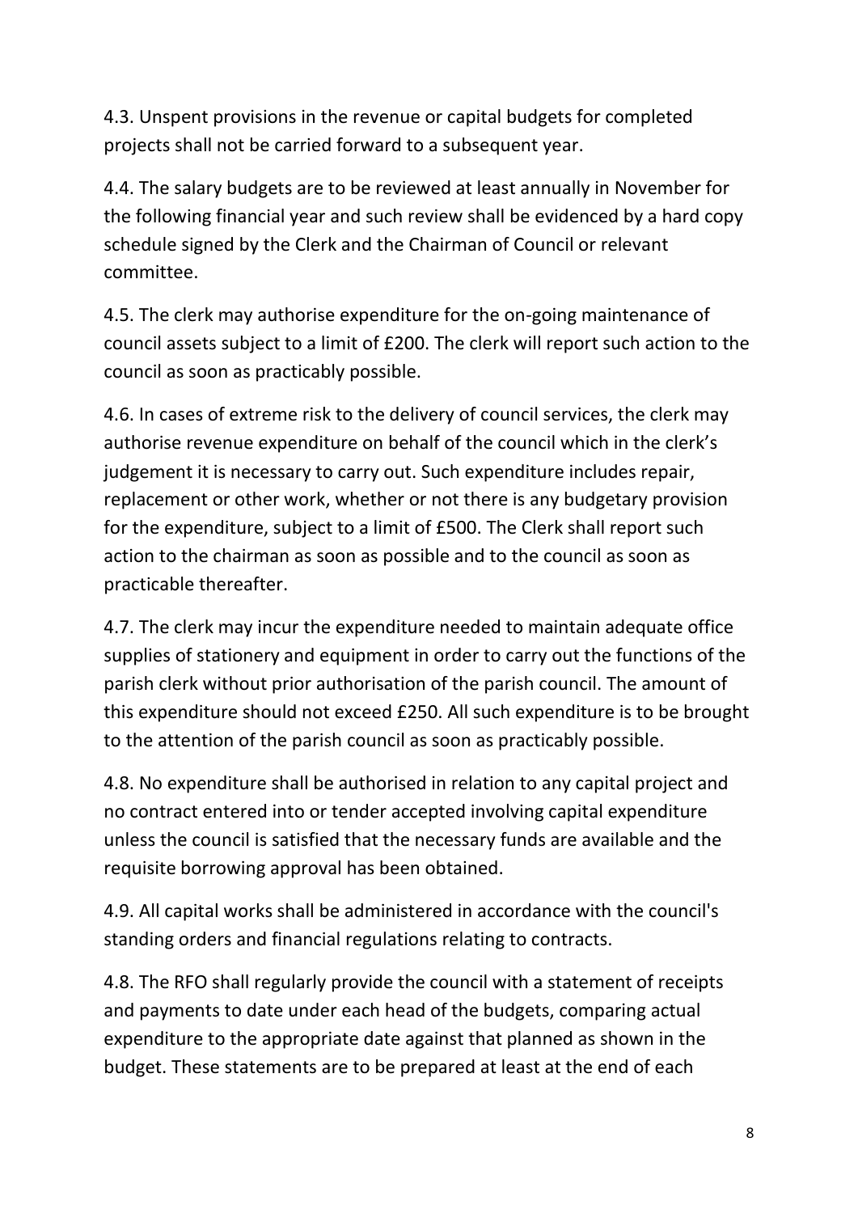4.3. Unspent provisions in the revenue or capital budgets for completed projects shall not be carried forward to a subsequent year.

4.4. The salary budgets are to be reviewed at least annually in November for the following financial year and such review shall be evidenced by a hard copy schedule signed by the Clerk and the Chairman of Council or relevant committee.

4.5. The clerk may authorise expenditure for the on-going maintenance of council assets subject to a limit of £200. The clerk will report such action to the council as soon as practicably possible.

4.6. In cases of extreme risk to the delivery of council services, the clerk may authorise revenue expenditure on behalf of the council which in the clerk's judgement it is necessary to carry out. Such expenditure includes repair, replacement or other work, whether or not there is any budgetary provision for the expenditure, subject to a limit of £500. The Clerk shall report such action to the chairman as soon as possible and to the council as soon as practicable thereafter.

4.7. The clerk may incur the expenditure needed to maintain adequate office supplies of stationery and equipment in order to carry out the functions of the parish clerk without prior authorisation of the parish council. The amount of this expenditure should not exceed £250. All such expenditure is to be brought to the attention of the parish council as soon as practicably possible.

4.8. No expenditure shall be authorised in relation to any capital project and no contract entered into or tender accepted involving capital expenditure unless the council is satisfied that the necessary funds are available and the requisite borrowing approval has been obtained.

4.9. All capital works shall be administered in accordance with the council's standing orders and financial regulations relating to contracts.

4.8. The RFO shall regularly provide the council with a statement of receipts and payments to date under each head of the budgets, comparing actual expenditure to the appropriate date against that planned as shown in the budget. These statements are to be prepared at least at the end of each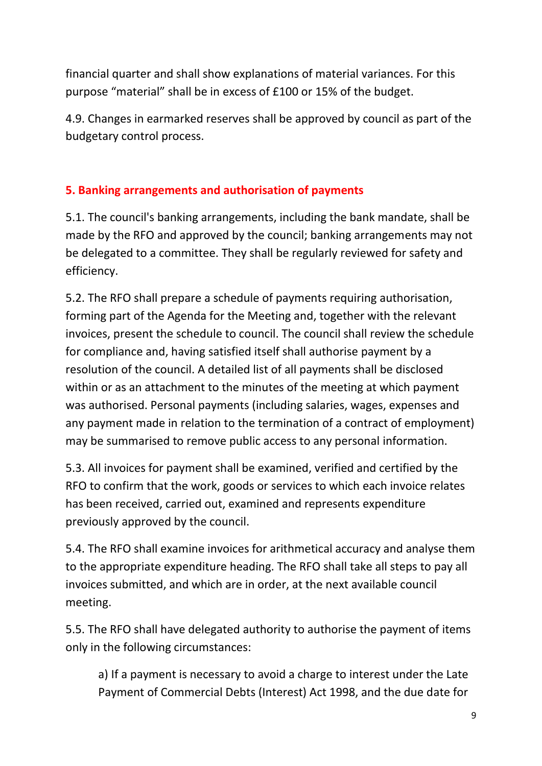financial quarter and shall show explanations of material variances. For this purpose "material" shall be in excess of £100 or 15% of the budget.

4.9. Changes in earmarked reserves shall be approved by council as part of the budgetary control process.

## 5. Banking arrangements and authorisation of payments

5.1. The council's banking arrangements, including the bank mandate, shall be made by the RFO and approved by the council; banking arrangements may not be delegated to a committee. They shall be regularly reviewed for safety and efficiency.

5.2. The RFO shall prepare a schedule of payments requiring authorisation, forming part of the Agenda for the Meeting and, together with the relevant invoices, present the schedule to council. The council shall review the schedule for compliance and, having satisfied itself shall authorise payment by a resolution of the council. A detailed list of all payments shall be disclosed within or as an attachment to the minutes of the meeting at which payment was authorised. Personal payments (including salaries, wages, expenses and any payment made in relation to the termination of a contract of employment) may be summarised to remove public access to any personal information.

5.3. All invoices for payment shall be examined, verified and certified by the RFO to confirm that the work, goods or services to which each invoice relates has been received, carried out, examined and represents expenditure previously approved by the council.

5.4. The RFO shall examine invoices for arithmetical accuracy and analyse them to the appropriate expenditure heading. The RFO shall take all steps to pay all invoices submitted, and which are in order, at the next available council meeting.

5.5. The RFO shall have delegated authority to authorise the payment of items only in the following circumstances:

a) If a payment is necessary to avoid a charge to interest under the Late Payment of Commercial Debts (Interest) Act 1998, and the due date for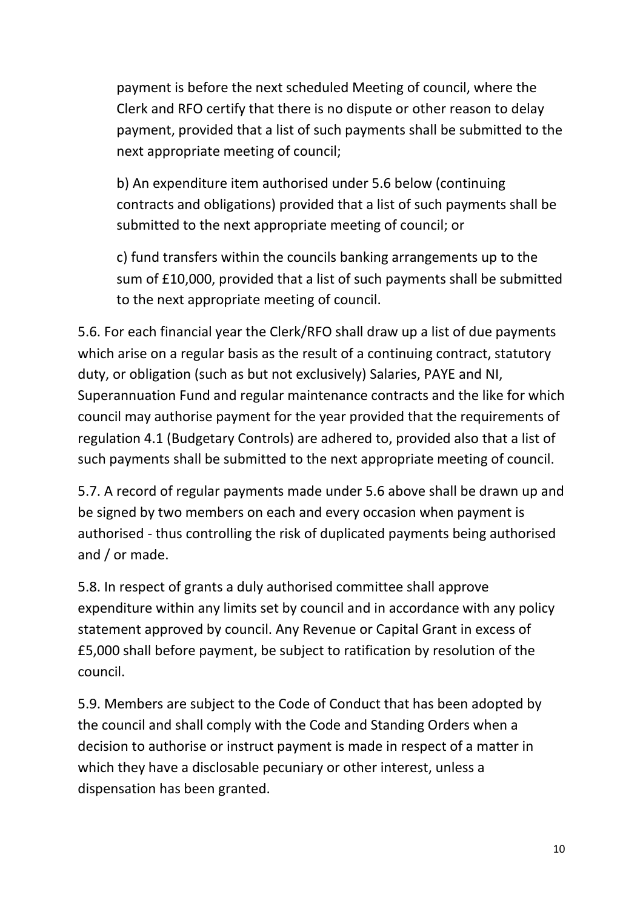payment is before the next scheduled Meeting of council, where the Clerk and RFO certify that there is no dispute or other reason to delay payment, provided that a list of such payments shall be submitted to the next appropriate meeting of council;

b) An expenditure item authorised under 5.6 below (continuing contracts and obligations) provided that a list of such payments shall be submitted to the next appropriate meeting of council; or

c) fund transfers within the councils banking arrangements up to the sum of £10,000, provided that a list of such payments shall be submitted to the next appropriate meeting of council.

5.6. For each financial year the Clerk/RFO shall draw up a list of due payments which arise on a regular basis as the result of a continuing contract, statutory duty, or obligation (such as but not exclusively) Salaries, PAYE and NI, Superannuation Fund and regular maintenance contracts and the like for which council may authorise payment for the year provided that the requirements of regulation 4.1 (Budgetary Controls) are adhered to, provided also that a list of such payments shall be submitted to the next appropriate meeting of council.

5.7. A record of regular payments made under 5.6 above shall be drawn up and be signed by two members on each and every occasion when payment is authorised - thus controlling the risk of duplicated payments being authorised and / or made.

5.8. In respect of grants a duly authorised committee shall approve expenditure within any limits set by council and in accordance with any policy statement approved by council. Any Revenue or Capital Grant in excess of £5,000 shall before payment, be subject to ratification by resolution of the council.

5.9. Members are subject to the Code of Conduct that has been adopted by the council and shall comply with the Code and Standing Orders when a decision to authorise or instruct payment is made in respect of a matter in which they have a disclosable pecuniary or other interest, unless a dispensation has been granted.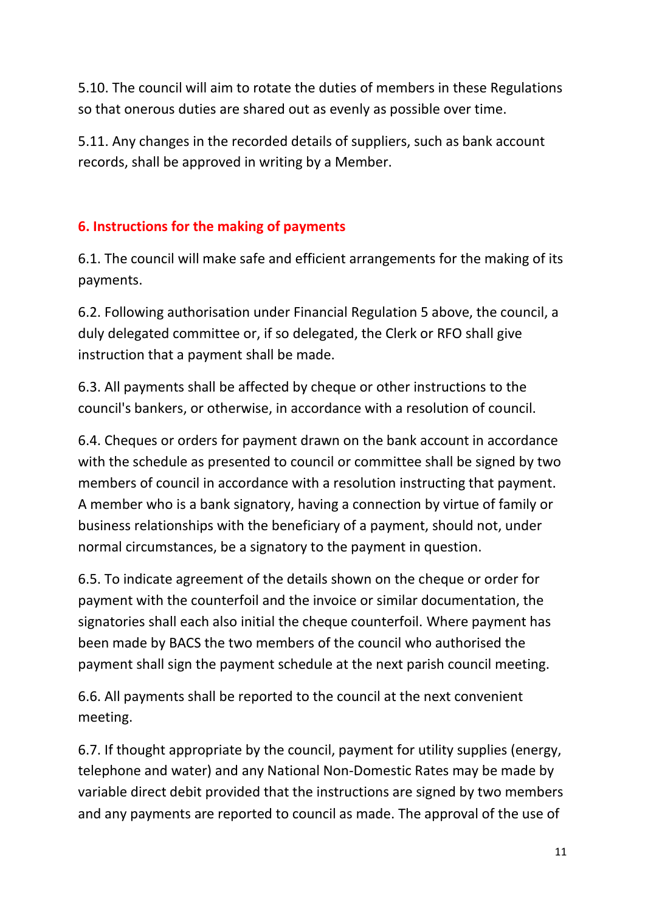5.10. The council will aim to rotate the duties of members in these Regulations so that onerous duties are shared out as evenly as possible over time.

5.11. Any changes in the recorded details of suppliers, such as bank account records, shall be approved in writing by a Member.

## 6. Instructions for the making of payments

6.1. The council will make safe and efficient arrangements for the making of its payments.

6.2. Following authorisation under Financial Regulation 5 above, the council, a duly delegated committee or, if so delegated, the Clerk or RFO shall give instruction that a payment shall be made.

6.3. All payments shall be affected by cheque or other instructions to the council's bankers, or otherwise, in accordance with a resolution of council.

6.4. Cheques or orders for payment drawn on the bank account in accordance with the schedule as presented to council or committee shall be signed by two members of council in accordance with a resolution instructing that payment. A member who is a bank signatory, having a connection by virtue of family or business relationships with the beneficiary of a payment, should not, under normal circumstances, be a signatory to the payment in question.

6.5. To indicate agreement of the details shown on the cheque or order for payment with the counterfoil and the invoice or similar documentation, the signatories shall each also initial the cheque counterfoil. Where payment has been made by BACS the two members of the council who authorised the payment shall sign the payment schedule at the next parish council meeting.

6.6. All payments shall be reported to the council at the next convenient meeting.

6.7. If thought appropriate by the council, payment for utility supplies (energy, telephone and water) and any National Non-Domestic Rates may be made by variable direct debit provided that the instructions are signed by two members and any payments are reported to council as made. The approval of the use of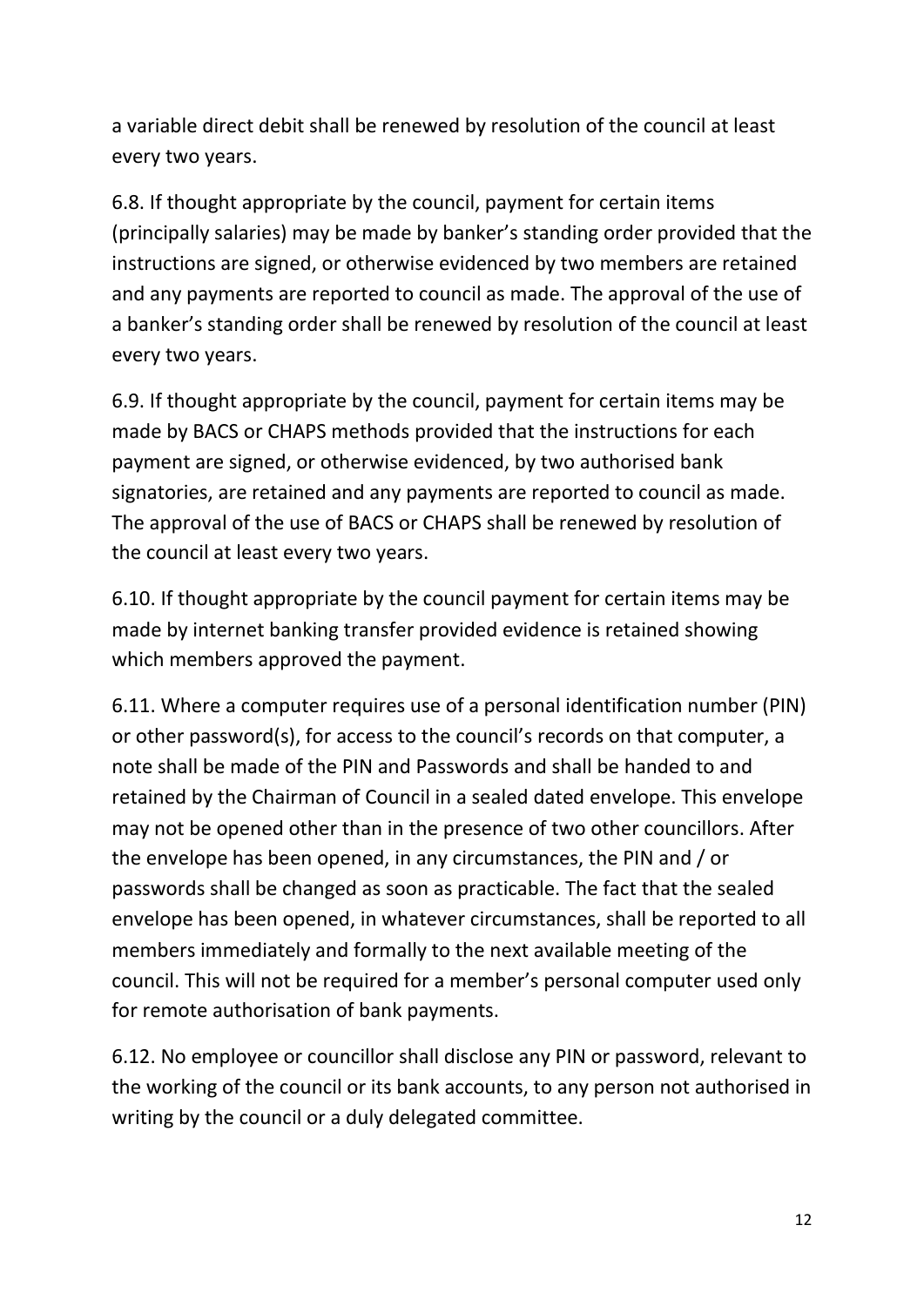a variable direct debit shall be renewed by resolution of the council at least every two years.

6.8. If thought appropriate by the council, payment for certain items (principally salaries) may be made by banker's standing order provided that the instructions are signed, or otherwise evidenced by two members are retained and any payments are reported to council as made. The approval of the use of a banker's standing order shall be renewed by resolution of the council at least every two years.

6.9. If thought appropriate by the council, payment for certain items may be made by BACS or CHAPS methods provided that the instructions for each payment are signed, or otherwise evidenced, by two authorised bank signatories, are retained and any payments are reported to council as made. The approval of the use of BACS or CHAPS shall be renewed by resolution of the council at least every two years.

6.10. If thought appropriate by the council payment for certain items may be made by internet banking transfer provided evidence is retained showing which members approved the payment.

6.11. Where a computer requires use of a personal identification number (PIN) or other password(s), for access to the council's records on that computer, a note shall be made of the PIN and Passwords and shall be handed to and retained by the Chairman of Council in a sealed dated envelope. This envelope may not be opened other than in the presence of two other councillors. After the envelope has been opened, in any circumstances, the PIN and / or passwords shall be changed as soon as practicable. The fact that the sealed envelope has been opened, in whatever circumstances, shall be reported to all members immediately and formally to the next available meeting of the council. This will not be required for a member's personal computer used only for remote authorisation of bank payments.

6.12. No employee or councillor shall disclose any PIN or password, relevant to the working of the council or its bank accounts, to any person not authorised in writing by the council or a duly delegated committee.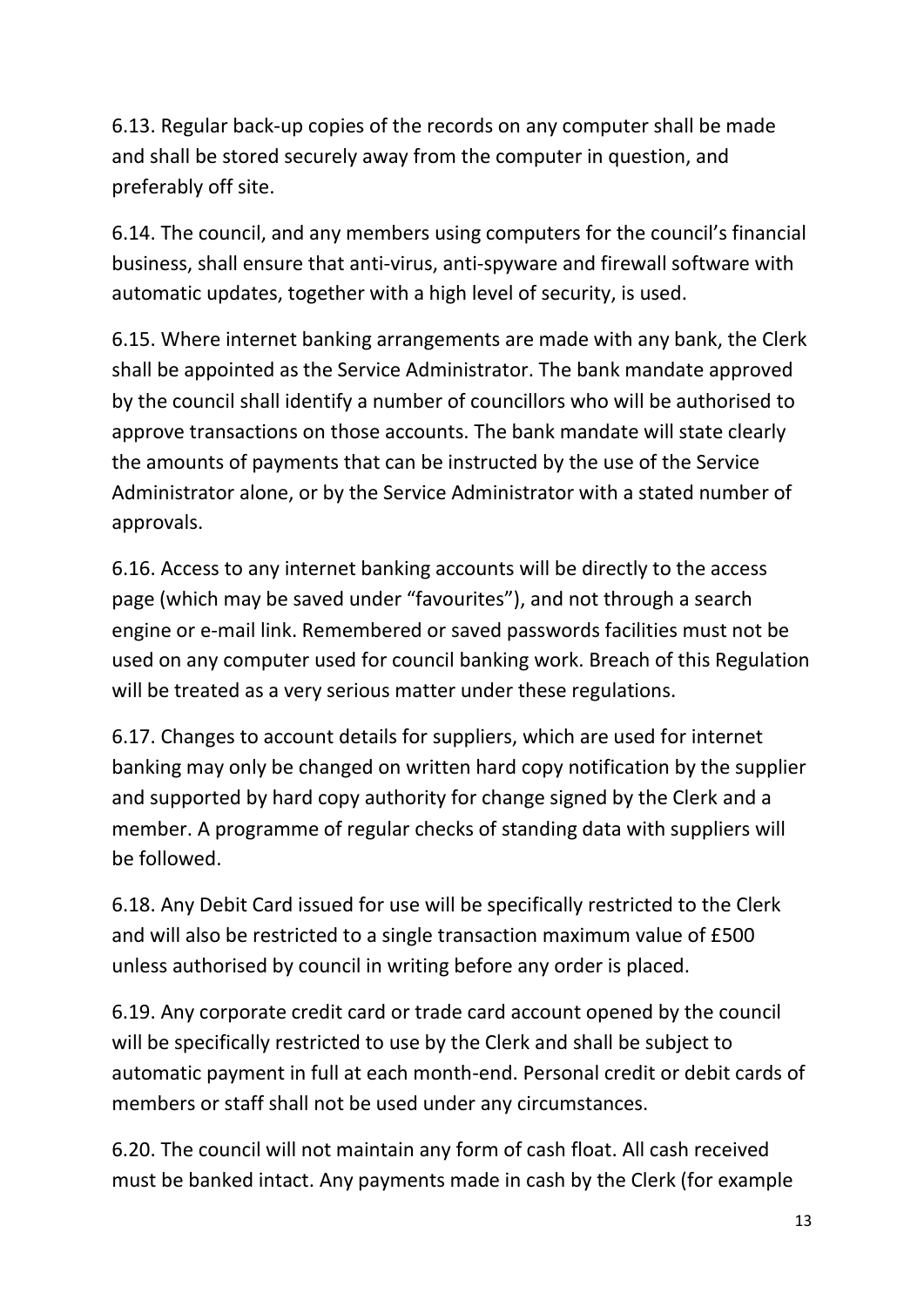6.13. Regular back-up copies of the records on any computer shall be made and shall be stored securely away from the computer in question, and preferably off site.

6.14. The council, and any members using computers for the council's financial business, shall ensure that anti-virus, anti-spyware and firewall software with automatic updates, together with a high level of security, is used.

6.15. Where internet banking arrangements are made with any bank, the Clerk shall be appointed as the Service Administrator. The bank mandate approved by the council shall identify a number of councillors who will be authorised to approve transactions on those accounts. The bank mandate will state clearly the amounts of payments that can be instructed by the use of the Service Administrator alone, or by the Service Administrator with a stated number of approvals.

6.16. Access to any internet banking accounts will be directly to the access page (which may be saved under "favourites"), and not through a search engine or e-mail link. Remembered or saved passwords facilities must not be used on any computer used for council banking work. Breach of this Regulation will be treated as a very serious matter under these regulations.

6.17. Changes to account details for suppliers, which are used for internet banking may only be changed on written hard copy notification by the supplier and supported by hard copy authority for change signed by the Clerk and a member. A programme of regular checks of standing data with suppliers will be followed.

6.18. Any Debit Card issued for use will be specifically restricted to the Clerk and will also be restricted to a single transaction maximum value of £500 unless authorised by council in writing before any order is placed.

6.19. Any corporate credit card or trade card account opened by the council will be specifically restricted to use by the Clerk and shall be subject to automatic payment in full at each month-end. Personal credit or debit cards of members or staff shall not be used under any circumstances.

6.20. The council will not maintain any form of cash float. All cash received must be banked intact. Any payments made in cash by the Clerk (for example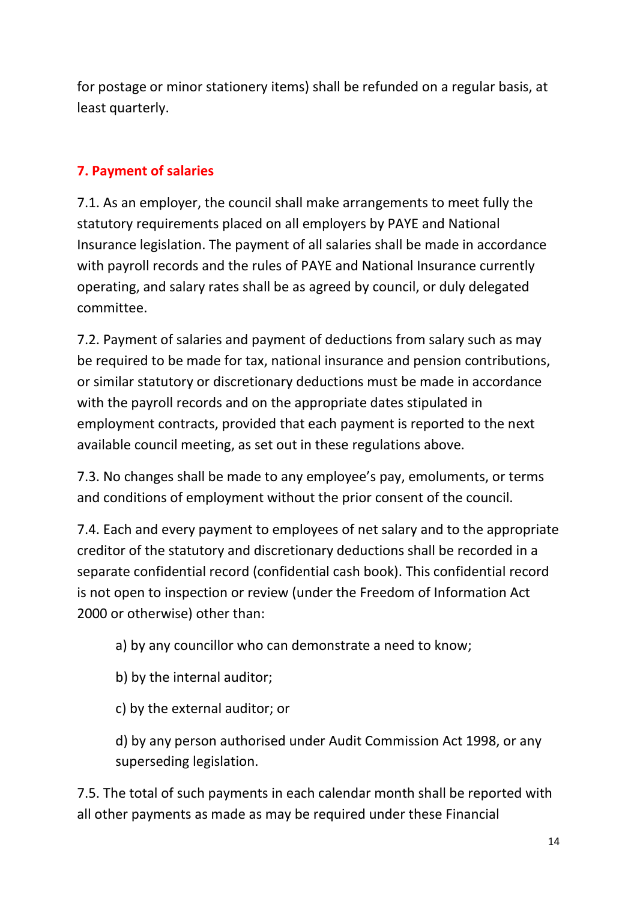for postage or minor stationery items) shall be refunded on a regular basis, at least quarterly.

## 7. Payment of salaries

7.1. As an employer, the council shall make arrangements to meet fully the statutory requirements placed on all employers by PAYE and National Insurance legislation. The payment of all salaries shall be made in accordance with payroll records and the rules of PAYE and National Insurance currently operating, and salary rates shall be as agreed by council, or duly delegated committee.

7.2. Payment of salaries and payment of deductions from salary such as may be required to be made for tax, national insurance and pension contributions, or similar statutory or discretionary deductions must be made in accordance with the payroll records and on the appropriate dates stipulated in employment contracts, provided that each payment is reported to the next available council meeting, as set out in these regulations above.

7.3. No changes shall be made to any employee's pay, emoluments, or terms and conditions of employment without the prior consent of the council.

7.4. Each and every payment to employees of net salary and to the appropriate creditor of the statutory and discretionary deductions shall be recorded in a separate confidential record (confidential cash book). This confidential record is not open to inspection or review (under the Freedom of Information Act 2000 or otherwise) other than:

- a) by any councillor who can demonstrate a need to know;
- b) by the internal auditor;
- c) by the external auditor; or
- d) by any person authorised under Audit Commission Act 1998, or any superseding legislation.

7.5. The total of such payments in each calendar month shall be reported with all other payments as made as may be required under these Financial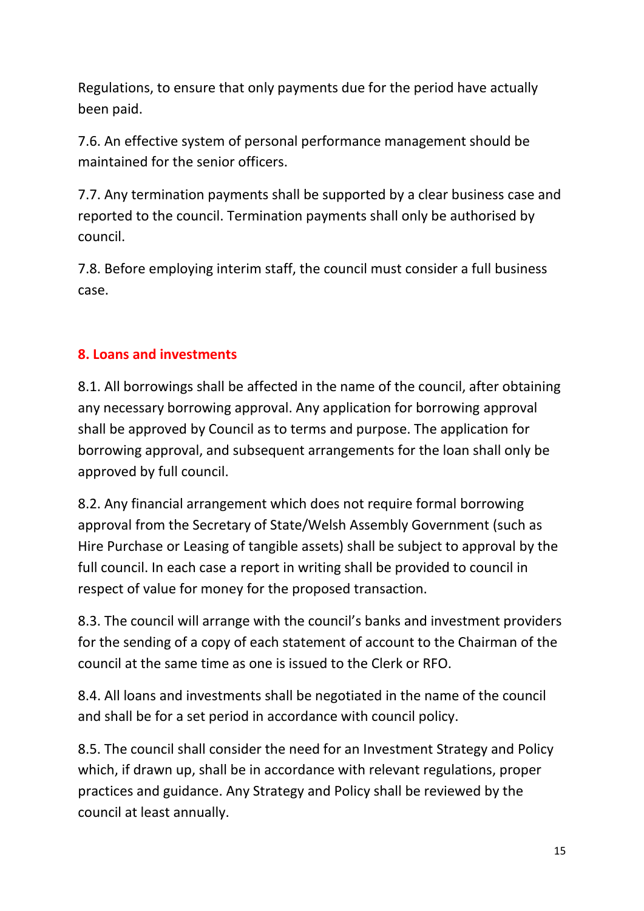Regulations, to ensure that only payments due for the period have actually been paid.

7.6. An effective system of personal performance management should be maintained for the senior officers.

7.7. Any termination payments shall be supported by a clear business case and reported to the council. Termination payments shall only be authorised by council.

7.8. Before employing interim staff, the council must consider a full business case.

## 8. Loans and investments

8.1. All borrowings shall be affected in the name of the council, after obtaining any necessary borrowing approval. Any application for borrowing approval shall be approved by Council as to terms and purpose. The application for borrowing approval, and subsequent arrangements for the loan shall only be approved by full council.

8.2. Any financial arrangement which does not require formal borrowing approval from the Secretary of State/Welsh Assembly Government (such as Hire Purchase or Leasing of tangible assets) shall be subject to approval by the full council. In each case a report in writing shall be provided to council in respect of value for money for the proposed transaction.

8.3. The council will arrange with the council's banks and investment providers for the sending of a copy of each statement of account to the Chairman of the council at the same time as one is issued to the Clerk or RFO.

8.4. All loans and investments shall be negotiated in the name of the council and shall be for a set period in accordance with council policy.

8.5. The council shall consider the need for an Investment Strategy and Policy which, if drawn up, shall be in accordance with relevant regulations, proper practices and guidance. Any Strategy and Policy shall be reviewed by the council at least annually.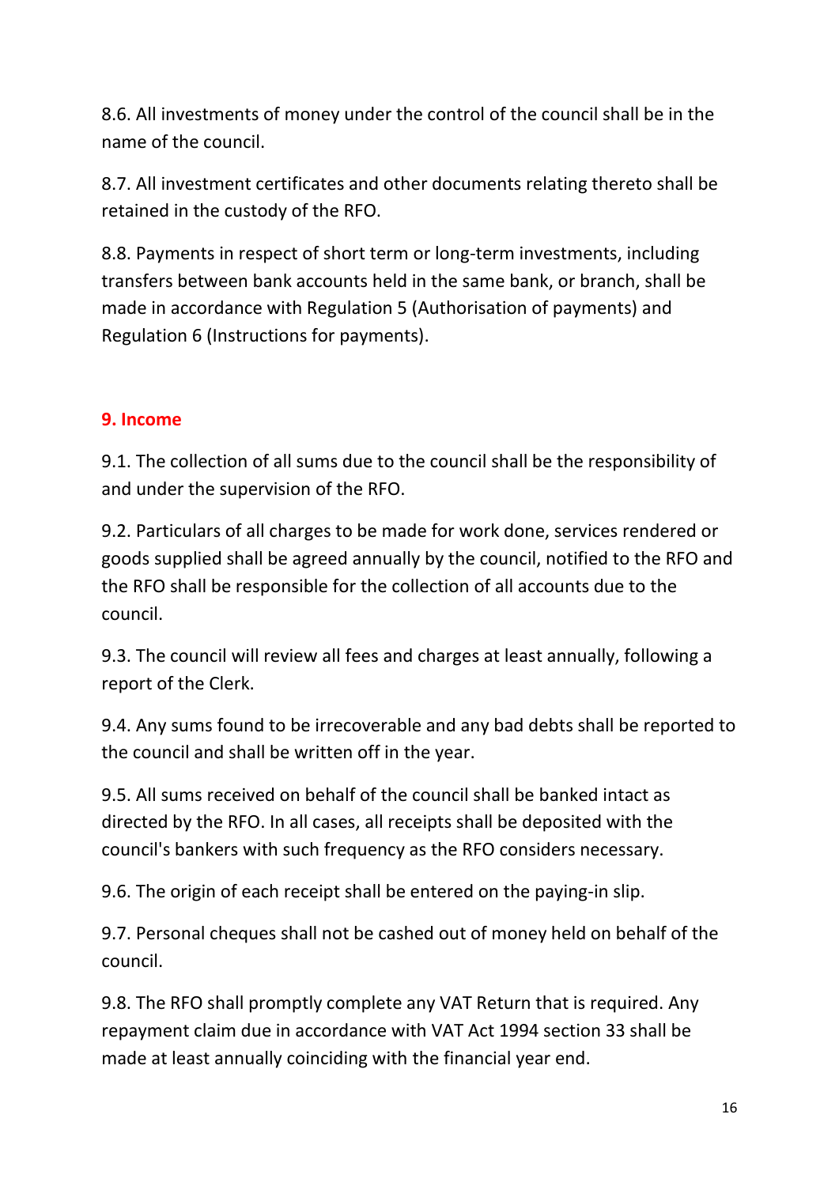8.6. All investments of money under the control of the council shall be in the name of the council.

8.7. All investment certificates and other documents relating thereto shall be retained in the custody of the RFO.

8.8. Payments in respect of short term or long-term investments, including transfers between bank accounts held in the same bank, or branch, shall be made in accordance with Regulation 5 (Authorisation of payments) and Regulation 6 (Instructions for payments).

## 9. Income

9.1. The collection of all sums due to the council shall be the responsibility of and under the supervision of the RFO.

9.2. Particulars of all charges to be made for work done, services rendered or goods supplied shall be agreed annually by the council, notified to the RFO and the RFO shall be responsible for the collection of all accounts due to the council.

9.3. The council will review all fees and charges at least annually, following a report of the Clerk.

9.4. Any sums found to be irrecoverable and any bad debts shall be reported to the council and shall be written off in the year.

9.5. All sums received on behalf of the council shall be banked intact as directed by the RFO. In all cases, all receipts shall be deposited with the council's bankers with such frequency as the RFO considers necessary.

9.6. The origin of each receipt shall be entered on the paying-in slip.

9.7. Personal cheques shall not be cashed out of money held on behalf of the council.

9.8. The RFO shall promptly complete any VAT Return that is required. Any repayment claim due in accordance with VAT Act 1994 section 33 shall be made at least annually coinciding with the financial year end.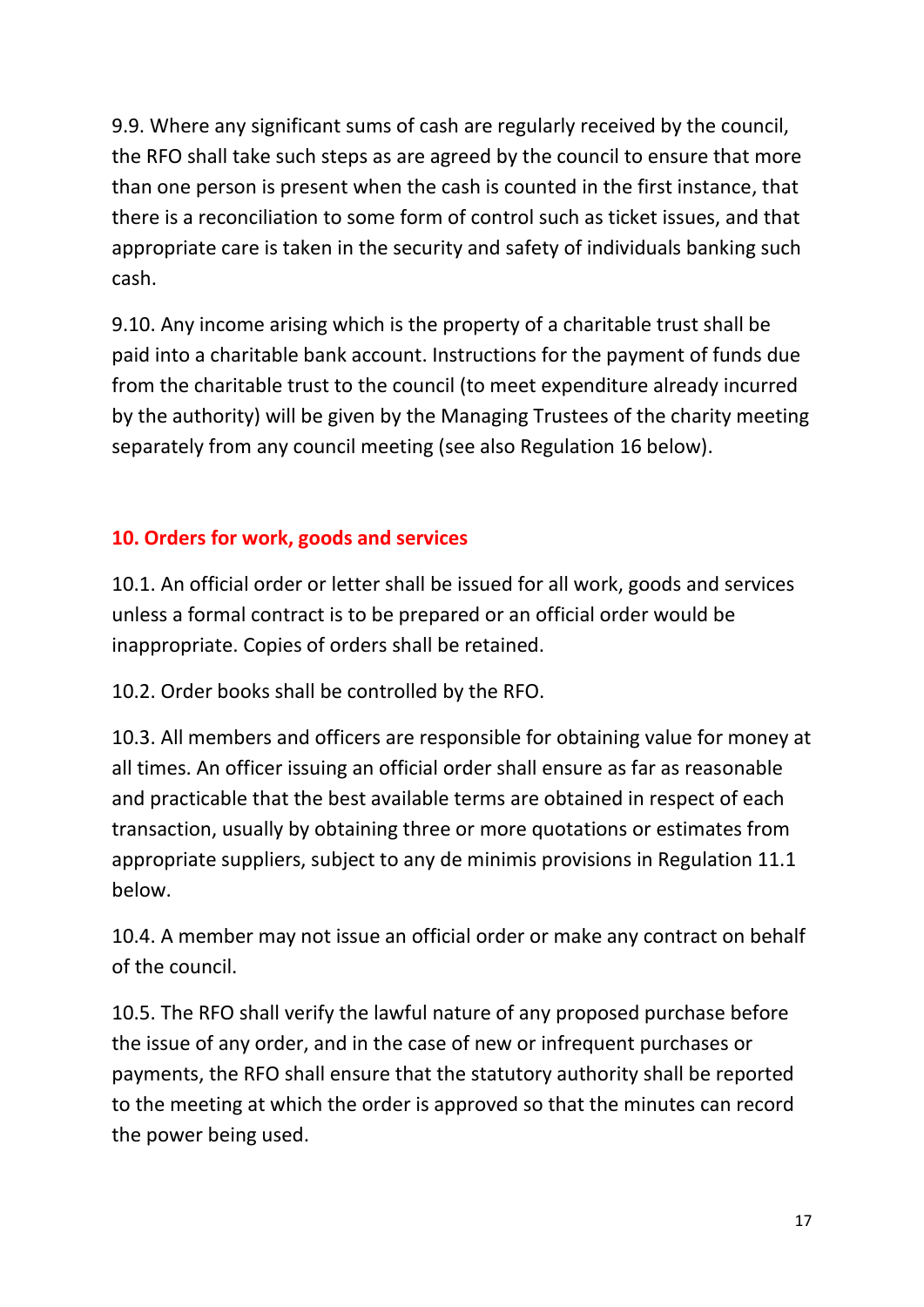9.9. Where any significant sums of cash are regularly received by the council, the RFO shall take such steps as are agreed by the council to ensure that more than one person is present when the cash is counted in the first instance, that there is a reconciliation to some form of control such as ticket issues, and that appropriate care is taken in the security and safety of individuals banking such cash.

9.10. Any income arising which is the property of a charitable trust shall be paid into a charitable bank account. Instructions for the payment of funds due from the charitable trust to the council (to meet expenditure already incurred by the authority) will be given by the Managing Trustees of the charity meeting separately from any council meeting (see also Regulation 16 below).

## 10. Orders for work, goods and services

10.1. An official order or letter shall be issued for all work, goods and services unless a formal contract is to be prepared or an official order would be inappropriate. Copies of orders shall be retained.

10.2. Order books shall be controlled by the RFO.

10.3. All members and officers are responsible for obtaining value for money at all times. An officer issuing an official order shall ensure as far as reasonable and practicable that the best available terms are obtained in respect of each transaction, usually by obtaining three or more quotations or estimates from appropriate suppliers, subject to any de minimis provisions in Regulation 11.1 below.

10.4. A member may not issue an official order or make any contract on behalf of the council.

10.5. The RFO shall verify the lawful nature of any proposed purchase before the issue of any order, and in the case of new or infrequent purchases or payments, the RFO shall ensure that the statutory authority shall be reported to the meeting at which the order is approved so that the minutes can record the power being used.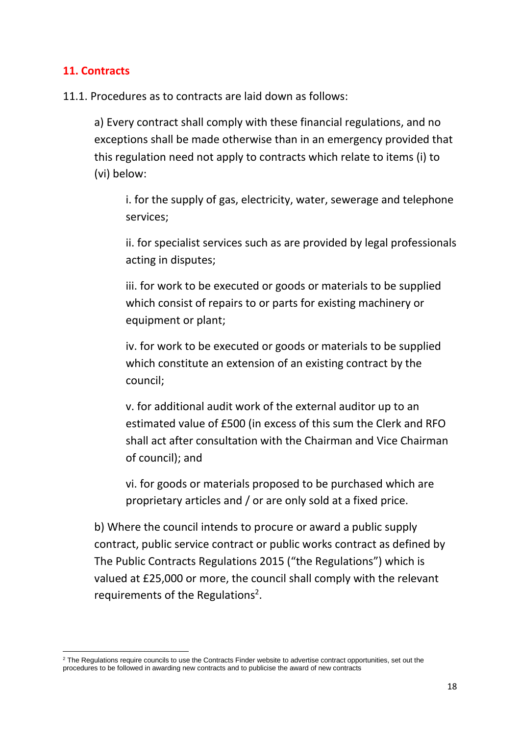## 11. Contracts

11.1. Procedures as to contracts are laid down as follows:

a) Every contract shall comply with these financial regulations, and no exceptions shall be made otherwise than in an emergency provided that this regulation need not apply to contracts which relate to items (i) to (vi) below:

i. for the supply of gas, electricity, water, sewerage and telephone services;

ii. for specialist services such as are provided by legal professionals acting in disputes;

iii. for work to be executed or goods or materials to be supplied which consist of repairs to or parts for existing machinery or equipment or plant;

iv. for work to be executed or goods or materials to be supplied which constitute an extension of an existing contract by the council;

v. for additional audit work of the external auditor up to an estimated value of £500 (in excess of this sum the Clerk and RFO shall act after consultation with the Chairman and Vice Chairman of council); and

vi. for goods or materials proposed to be purchased which are proprietary articles and / or are only sold at a fixed price.

b) Where the council intends to procure or award a public supply contract, public service contract or public works contract as defined by The Public Contracts Regulations 2015 ("the Regulations") which is valued at £25,000 or more, the council shall comply with the relevant requirements of the Regulations[2].

---

[2] The Regulations require councils to use the Contracts Finder website to advertise contract opportunities, set out the procedures to be followed in awarding new contracts and to publicise the award of new contracts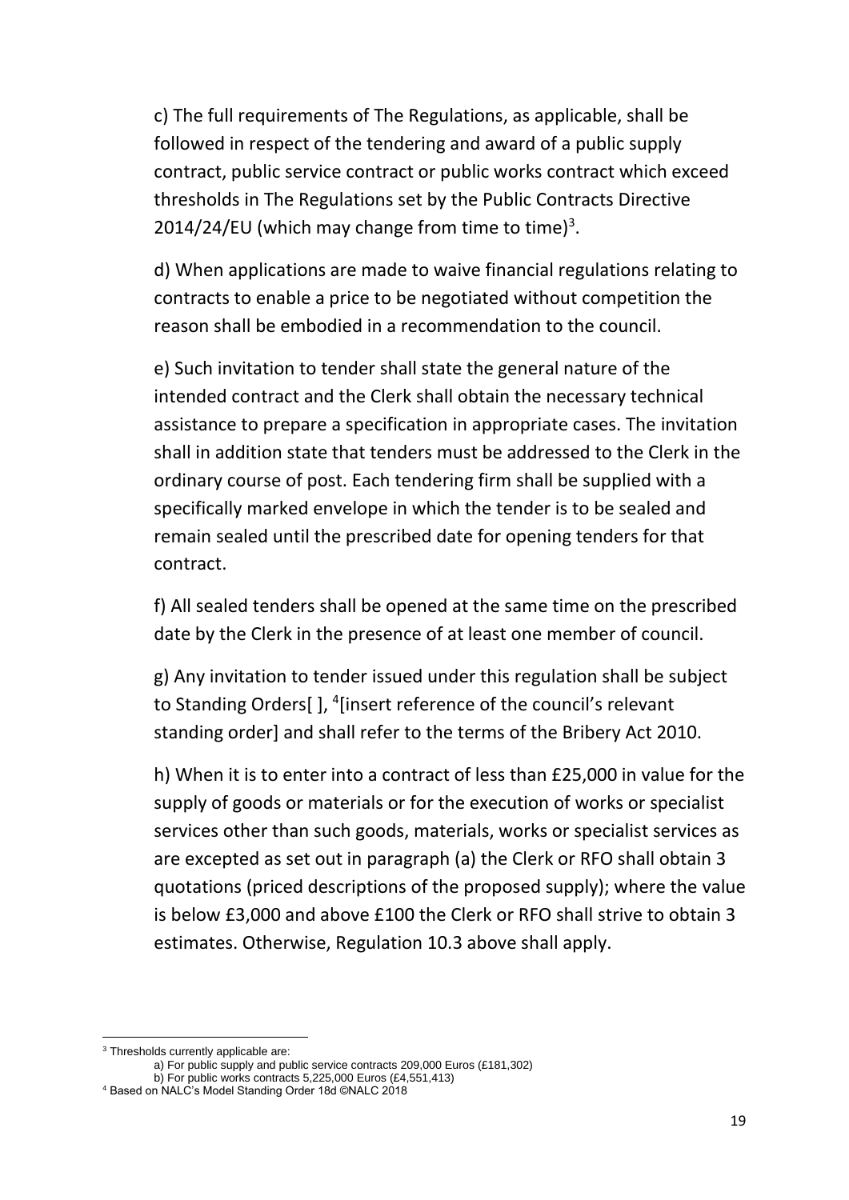c) The full requirements of The Regulations, as applicable, shall be followed in respect of the tendering and award of a public supply contract, public service contract or public works contract which exceed thresholds in The Regulations set by the Public Contracts Directive 2014/24/EU (which may change from time to time)[3].

d) When applications are made to waive financial regulations relating to contracts to enable a price to be negotiated without competition the reason shall be embodied in a recommendation to the council.

e) Such invitation to tender shall state the general nature of the intended contract and the Clerk shall obtain the necessary technical assistance to prepare a specification in appropriate cases. The invitation shall in addition state that tenders must be addressed to the Clerk in the ordinary course of post. Each tendering firm shall be supplied with a specifically marked envelope in which the tender is to be sealed and remain sealed until the prescribed date for opening tenders for that contract.

f) All sealed tenders shall be opened at the same time on the prescribed date by the Clerk in the presence of at least one member of council.

g) Any invitation to tender issued under this regulation shall be subject to Standing Orders[ ], [4][insert reference of the council's relevant standing order] and shall refer to the terms of the Bribery Act 2010.

h) When it is to enter into a contract of less than £25,000 in value for the supply of goods or materials or for the execution of works or specialist services other than such goods, materials, works or specialist services as are excepted as set out in paragraph (a) the Clerk or RFO shall obtain 3 quotations (priced descriptions of the proposed supply); where the value is below £3,000 and above £100 the Clerk or RFO shall strive to obtain 3 estimates. Otherwise, Regulation 10.3 above shall apply.

---

[3] Thresholds currently applicable are:
a) For public supply and public service contracts 209,000 Euros (£181,302)
b) For public works contracts 5,225,000 Euros (£4,551,413)

[4] Based on NALC's Model Standing Order 18d ©NALC 2018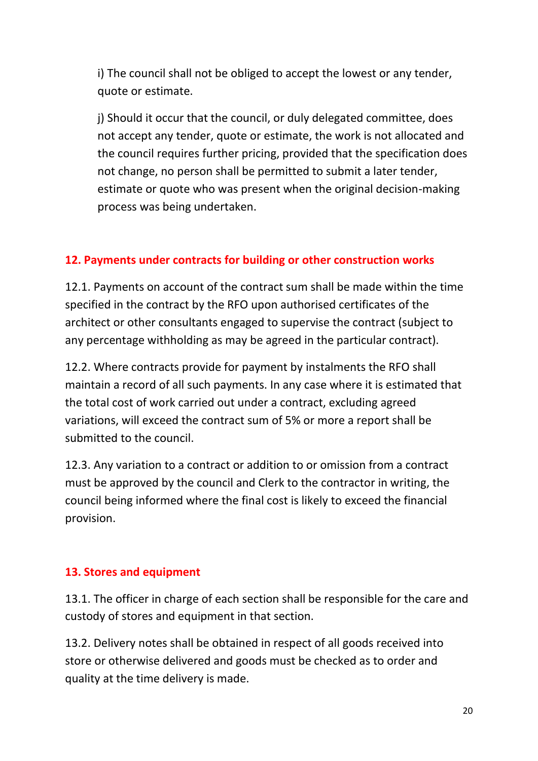i) The council shall not be obliged to accept the lowest or any tender, quote or estimate.

j) Should it occur that the council, or duly delegated committee, does not accept any tender, quote or estimate, the work is not allocated and the council requires further pricing, provided that the specification does not change, no person shall be permitted to submit a later tender, estimate or quote who was present when the original decision-making process was being undertaken.

## 12. Payments under contracts for building or other construction works

12.1. Payments on account of the contract sum shall be made within the time specified in the contract by the RFO upon authorised certificates of the architect or other consultants engaged to supervise the contract (subject to any percentage withholding as may be agreed in the particular contract).

12.2. Where contracts provide for payment by instalments the RFO shall maintain a record of all such payments. In any case where it is estimated that the total cost of work carried out under a contract, excluding agreed variations, will exceed the contract sum of 5% or more a report shall be submitted to the council.

12.3. Any variation to a contract or addition to or omission from a contract must be approved by the council and Clerk to the contractor in writing, the council being informed where the final cost is likely to exceed the financial provision.

## 13. Stores and equipment

13.1. The officer in charge of each section shall be responsible for the care and custody of stores and equipment in that section.

13.2. Delivery notes shall be obtained in respect of all goods received into store or otherwise delivered and goods must be checked as to order and quality at the time delivery is made.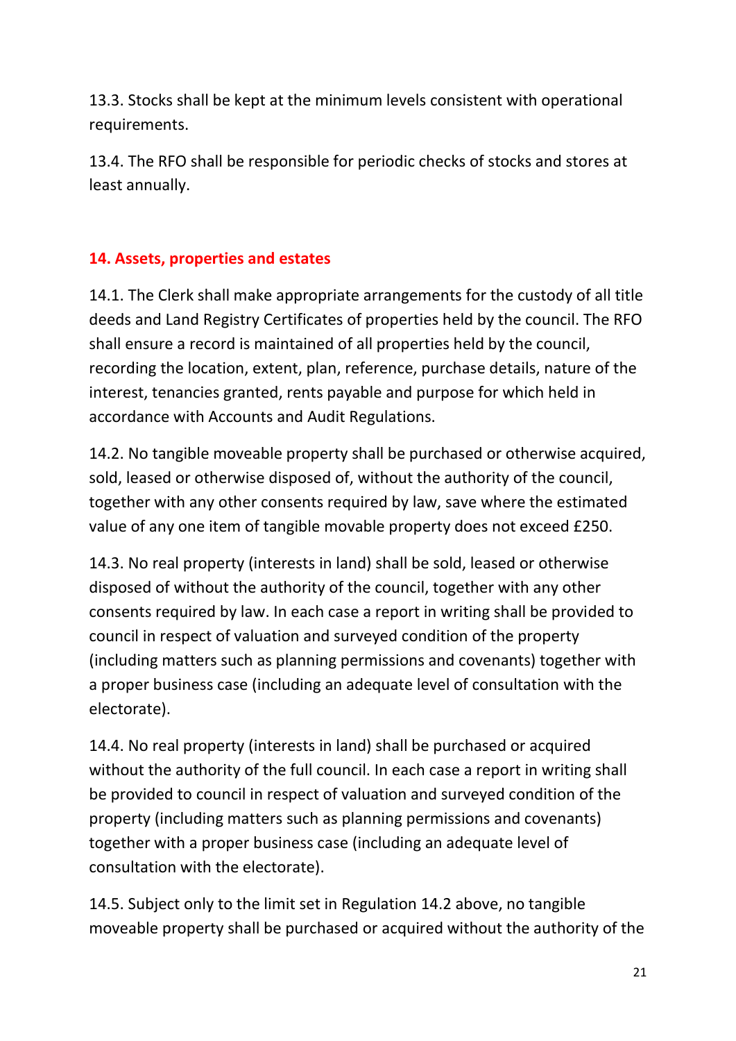13.3. Stocks shall be kept at the minimum levels consistent with operational requirements.

13.4. The RFO shall be responsible for periodic checks of stocks and stores at least annually.

## 14. Assets, properties and estates

14.1. The Clerk shall make appropriate arrangements for the custody of all title deeds and Land Registry Certificates of properties held by the council. The RFO shall ensure a record is maintained of all properties held by the council, recording the location, extent, plan, reference, purchase details, nature of the interest, tenancies granted, rents payable and purpose for which held in accordance with Accounts and Audit Regulations.

14.2. No tangible moveable property shall be purchased or otherwise acquired, sold, leased or otherwise disposed of, without the authority of the council, together with any other consents required by law, save where the estimated value of any one item of tangible movable property does not exceed £250.

14.3. No real property (interests in land) shall be sold, leased or otherwise disposed of without the authority of the council, together with any other consents required by law. In each case a report in writing shall be provided to council in respect of valuation and surveyed condition of the property (including matters such as planning permissions and covenants) together with a proper business case (including an adequate level of consultation with the electorate).

14.4. No real property (interests in land) shall be purchased or acquired without the authority of the full council. In each case a report in writing shall be provided to council in respect of valuation and surveyed condition of the property (including matters such as planning permissions and covenants) together with a proper business case (including an adequate level of consultation with the electorate).

14.5. Subject only to the limit set in Regulation 14.2 above, no tangible moveable property shall be purchased or acquired without the authority of the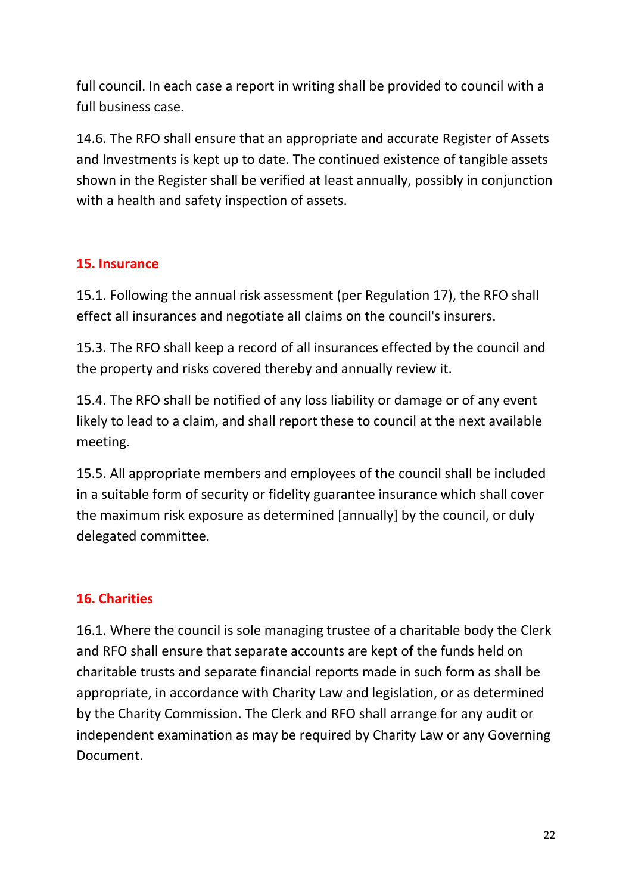full council. In each case a report in writing shall be provided to council with a full business case.

14.6. The RFO shall ensure that an appropriate and accurate Register of Assets and Investments is kept up to date. The continued existence of tangible assets shown in the Register shall be verified at least annually, possibly in conjunction with a health and safety inspection of assets.

## 15. Insurance

15.1. Following the annual risk assessment (per Regulation 17), the RFO shall effect all insurances and negotiate all claims on the council's insurers.

15.3. The RFO shall keep a record of all insurances effected by the council and the property and risks covered thereby and annually review it.

15.4. The RFO shall be notified of any loss liability or damage or of any event likely to lead to a claim, and shall report these to council at the next available meeting.

15.5. All appropriate members and employees of the council shall be included in a suitable form of security or fidelity guarantee insurance which shall cover the maximum risk exposure as determined [annually] by the council, or duly delegated committee.

## 16. Charities

16.1. Where the council is sole managing trustee of a charitable body the Clerk and RFO shall ensure that separate accounts are kept of the funds held on charitable trusts and separate financial reports made in such form as shall be appropriate, in accordance with Charity Law and legislation, or as determined by the Charity Commission. The Clerk and RFO shall arrange for any audit or independent examination as may be required by Charity Law or any Governing Document.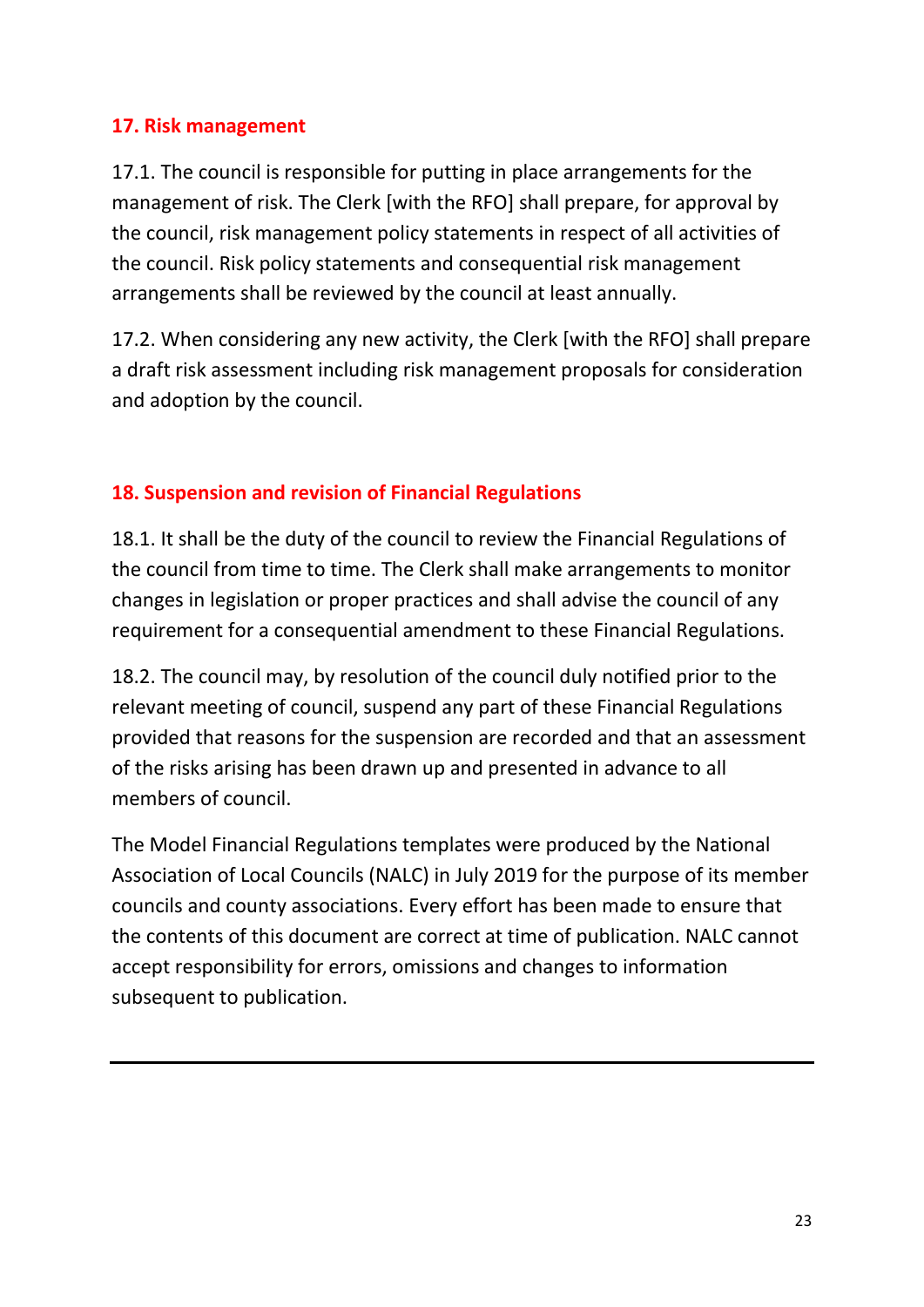## 17. Risk management

17.1. The council is responsible for putting in place arrangements for the management of risk. The Clerk [with the RFO] shall prepare, for approval by the council, risk management policy statements in respect of all activities of the council. Risk policy statements and consequential risk management arrangements shall be reviewed by the council at least annually.

17.2. When considering any new activity, the Clerk [with the RFO] shall prepare a draft risk assessment including risk management proposals for consideration and adoption by the council.

## 18. Suspension and revision of Financial Regulations

18.1. It shall be the duty of the council to review the Financial Regulations of the council from time to time. The Clerk shall make arrangements to monitor changes in legislation or proper practices and shall advise the council of any requirement for a consequential amendment to these Financial Regulations.

18.2. The council may, by resolution of the council duly notified prior to the relevant meeting of council, suspend any part of these Financial Regulations provided that reasons for the suspension are recorded and that an assessment of the risks arising has been drawn up and presented in advance to all members of council.

The Model Financial Regulations templates were produced by the National Association of Local Councils (NALC) in July 2019 for the purpose of its member councils and county associations. Every effort has been made to ensure that the contents of this document are correct at time of publication. NALC cannot accept responsibility for errors, omissions and changes to information subsequent to publication.

---